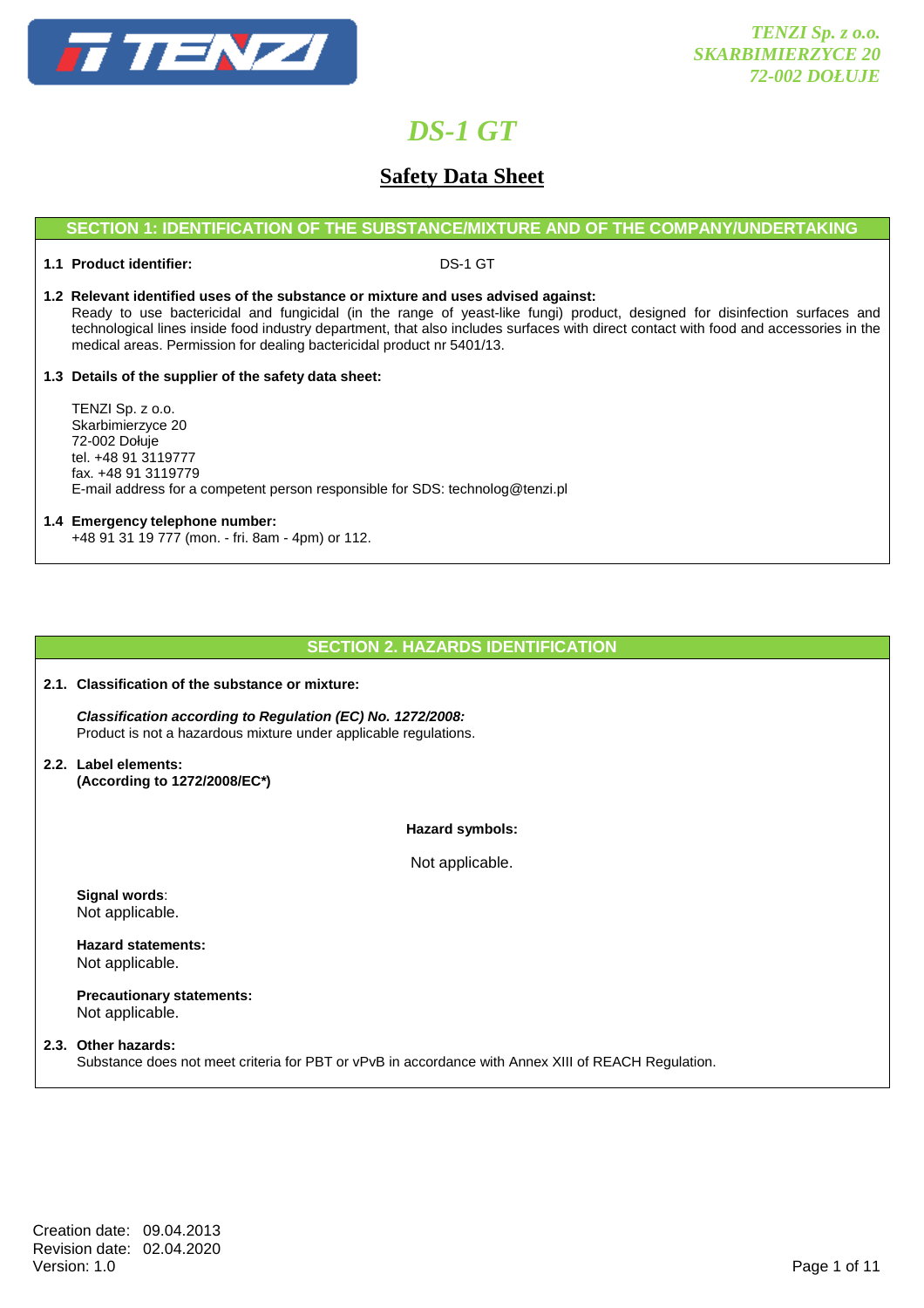TENZI Sp. z o.o.
SKARBIMIERZYCE 20
72-002 DOŁUJE

# DS-1 GT

## Safety Data Sheet

### SECTION 1: IDENTIFICATION OF THE SUBSTANCE/MIXTURE AND OF THE COMPANY/UNDERTAKING

**1.1 Product identifier:** DS-1 GT

**1.2 Relevant identified uses of the substance or mixture and uses advised against:**
Ready to use bactericidal and fungicidal (in the range of yeast-like fungi) product, designed for disinfection surfaces and technological lines inside food industry department, that also includes surfaces with direct contact with food and accessories in the medical areas. Permission for dealing bactericidal product nr 5401/13.

**1.3 Details of the supplier of the safety data sheet:**

TENZI Sp. z o.o.
Skarbimierzyce 20
72-002 Dołuje
tel. +48 91 3119777
fax. +48 91 3119779
E-mail address for a competent person responsible for SDS: technolog@tenzi.pl

**1.4 Emergency telephone number:**
+48 91 31 19 777 (mon. - fri. 8am - 4pm) or 112.

### SECTION 2. HAZARDS IDENTIFICATION

**2.1. Classification of the substance or mixture:**

***Classification according to Regulation (EC) No. 1272/2008:***
Product is not a hazardous mixture under applicable regulations.

**2.2. Label elements:**
**(According to 1272/2008/EC*)**

**Hazard symbols:**

Not applicable.

**Signal words**:
Not applicable.

**Hazard statements:**
Not applicable.

**Precautionary statements:**
Not applicable.

**2.3. Other hazards:**
Substance does not meet criteria for PBT or vPvB in accordance with Annex XIII of REACH Regulation.

Creation date: 09.04.2013
Revision date: 02.04.2020
Version: 1.0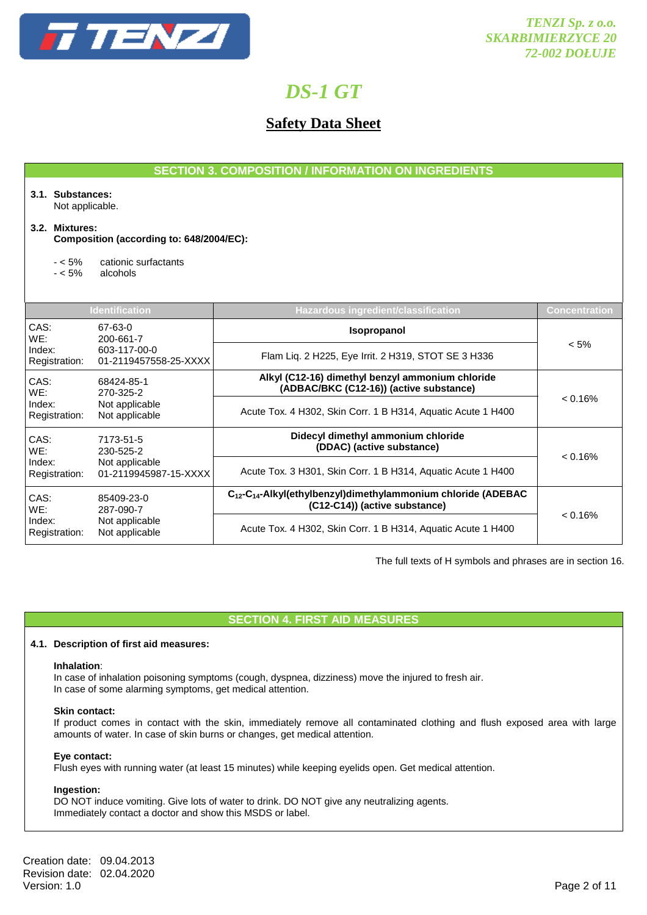## SECTION 3. COMPOSITION / INFORMATION ON INGREDIENTS

**3.1. Substances:**
Not applicable.

**3.2. Mixtures:**
**Composition (according to: 648/2004/EC):**

- < 5% cationic surfactants
- < 5% alcohols

| Identification | | Hazardous ingredient/classification | Concentration |
|---|---|---|---|
| CAS:<br>WE:<br>Index:<br>Registration: | 67-63-0<br>200-661-7<br>603-117-00-0<br>01-2119457558-25-XXXX | **Isopropanol**<br>Flam Liq. 2 H225, Eye Irrit. 2 H319, STOT SE 3 H336 | < 5% |
| CAS:<br>WE:<br>Index:<br>Registration: | 68424-85-1<br>270-325-2<br>Not applicable<br>Not applicable | **Alkyl (C12-16) dimethyl benzyl ammonium chloride (ADBAC/BKC (C12-16)) (active substance)**<br>Acute Tox. 4 H302, Skin Corr. 1 B H314, Aquatic Acute 1 H400 | < 0.16% |
| CAS:<br>WE:<br>Index:<br>Registration: | 7173-51-5<br>230-525-2<br>Not applicable<br>01-2119945987-15-XXXX | **Didecyl dimethyl ammonium chloride (DDAC) (active substance)**<br>Acute Tox. 3 H301, Skin Corr. 1 B H314, Aquatic Acute 1 H400 | < 0.16% |
| CAS:<br>WE:<br>Index:<br>Registration: | 85409-23-0<br>287-090-7<br>Not applicable<br>Not applicable | **$C_{12}$-$C_{14}$-Alkyl(ethylbenzyl)dimethylammonium chloride (ADEBAC (C12-C14)) (active substance)**<br>Acute Tox. 4 H302, Skin Corr. 1 B H314, Aquatic Acute 1 H400 | < 0.16% |

The full texts of H symbols and phrases are in section 16.

## SECTION 4. FIRST AID MEASURES

**4.1. Description of first aid measures:**

**Inhalation**:
In case of inhalation poisoning symptoms (cough, dyspnea, dizziness) move the injured to fresh air.
In case of some alarming symptoms, get medical attention.

**Skin contact:**
If product comes in contact with the skin, immediately remove all contaminated clothing and flush exposed area with large amounts of water. In case of skin burns or changes, get medical attention.

**Eye contact:**
Flush eyes with running water (at least 15 minutes) while keeping eyelids open. Get medical attention.

**Ingestion:**
DO NOT induce vomiting. Give lots of water to drink. DO NOT give any neutralizing agents.
Immediately contact a doctor and show this MSDS or label.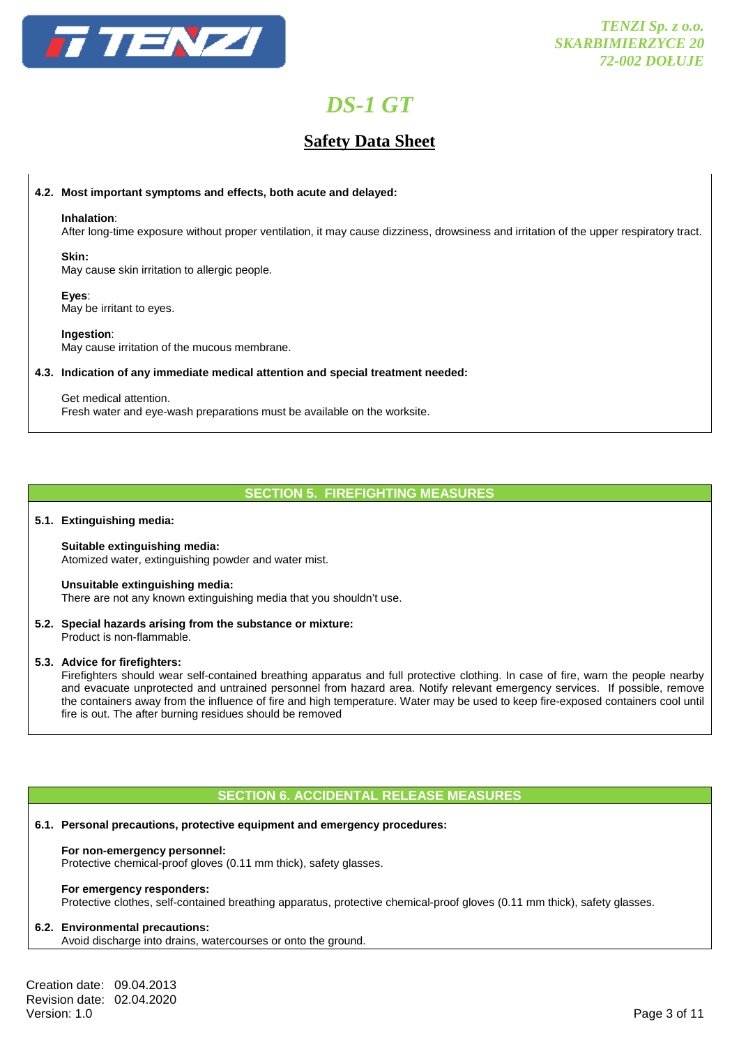**4.2. Most important symptoms and effects, both acute and delayed:**

**Inhalation**:
After long-time exposure without proper ventilation, it may cause dizziness, drowsiness and irritation of the upper respiratory tract.

**Skin:**
May cause skin irritation to allergic people.

**Eyes**:
May be irritant to eyes.

**Ingestion**:
May cause irritation of the mucous membrane.

**4.3. Indication of any immediate medical attention and special treatment needed:**

Get medical attention.
Fresh water and eye-wash preparations must be available on the worksite.

## SECTION 5. FIREFIGHTING MEASURES

**5.1. Extinguishing media:**

**Suitable extinguishing media:**
Atomized water, extinguishing powder and water mist.

**Unsuitable extinguishing media:**
There are not any known extinguishing media that you shouldn't use.

**5.2. Special hazards arising from the substance or mixture:**
Product is non-flammable.

**5.3. Advice for firefighters:**
Firefighters should wear self-contained breathing apparatus and full protective clothing. In case of fire, warn the people nearby and evacuate unprotected and untrained personnel from hazard area. Notify relevant emergency services. If possible, remove the containers away from the influence of fire and high temperature. Water may be used to keep fire-exposed containers cool until fire is out. The after burning residues should be removed

## SECTION 6. ACCIDENTAL RELEASE MEASURES

**6.1. Personal precautions, protective equipment and emergency procedures:**

**For non-emergency personnel:**
Protective chemical-proof gloves (0.11 mm thick), safety glasses.

**For emergency responders:**
Protective clothes, self-contained breathing apparatus, protective chemical-proof gloves (0.11 mm thick), safety glasses.

**6.2. Environmental precautions:**
Avoid discharge into drains, watercourses or onto the ground.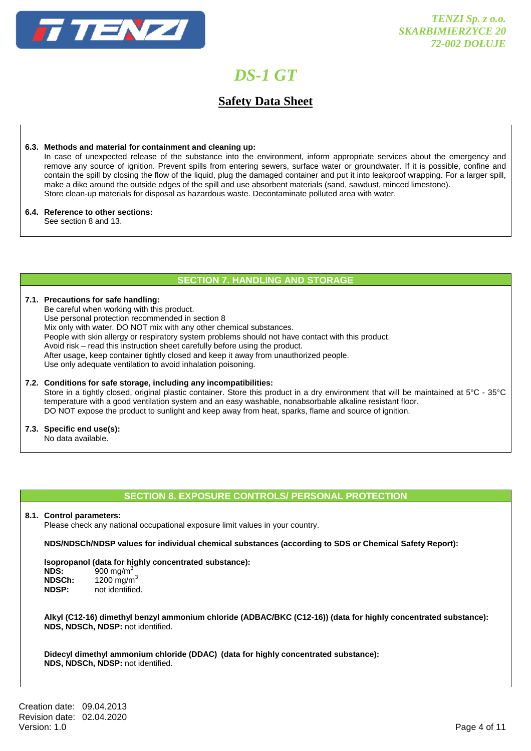**6.3. Methods and material for containment and cleaning up:**

In case of unexpected release of the substance into the environment, inform appropriate services about the emergency and remove any source of ignition. Prevent spills from entering sewers, surface water or groundwater. If it is possible, confine and contain the spill by closing the flow of the liquid, plug the damaged container and put it into leakproof wrapping. For a larger spill, make a dike around the outside edges of the spill and use absorbent materials (sand, sawdust, minced limestone).
Store clean-up materials for disposal as hazardous waste. Decontaminate polluted area with water.

**6.4. Reference to other sections:**

See section 8 and 13.

## SECTION 7. HANDLING AND STORAGE

**7.1. Precautions for safe handling:**

Be careful when working with this product.
Use personal protection recommended in section 8
Mix only with water. DO NOT mix with any other chemical substances.
People with skin allergy or respiratory system problems should not have contact with this product.
Avoid risk – read this instruction sheet carefully before using the product.
After usage, keep container tightly closed and keep it away from unauthorized people.
Use only adequate ventilation to avoid inhalation poisoning.

**7.2. Conditions for safe storage, including any incompatibilities:**

Store in a tightly closed, original plastic container. Store this product in a dry environment that will be maintained at 5°C - 35°C temperature with a good ventilation system and an easy washable, nonabsorbable alkaline resistant floor.
DO NOT expose the product to sunlight and keep away from heat, sparks, flame and source of ignition.

**7.3. Specific end use(s):**

No data available.

## SECTION 8. EXPOSURE CONTROLS/ PERSONAL PROTECTION

**8.1. Control parameters:**

Please check any national occupational exposure limit values in your country.

**NDS/NDSCh/NDSP values for individual chemical substances (according to SDS or Chemical Safety Report):**

**Isopropanol (data for highly concentrated substance):**

**NDS:** 900 mg/m$^3$
**NDSCh:** 1200 mg/m$^3$
**NDSP:** not identified.

**Alkyl (C12-16) dimethyl benzyl ammonium chloride (ADBAC/BKC (C12-16)) (data for highly concentrated substance):**
**NDS, NDSCh, NDSP:** not identified.

**Didecyl dimethyl ammonium chloride (DDAC) (data for highly concentrated substance):**
**NDS, NDSCh, NDSP:** not identified.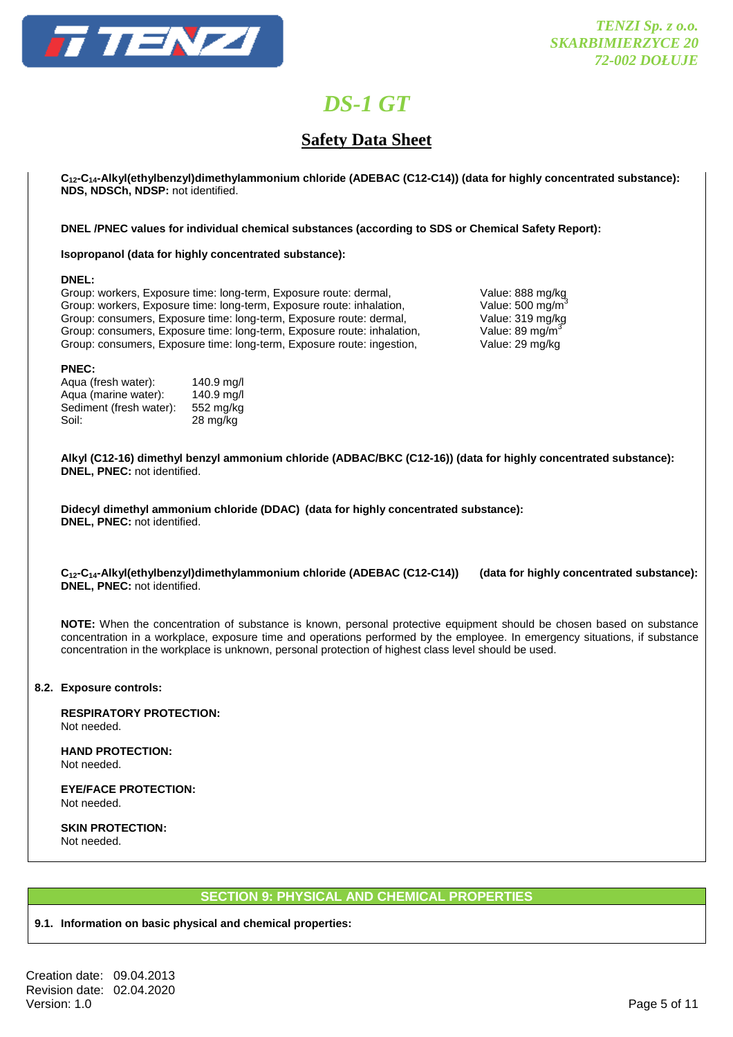**$C_{12}$-$C_{14}$-Alkyl(ethylbenzyl)dimethylammonium chloride (ADEBAC (C12-C14)) (data for highly concentrated substance):**
**NDS, NDSCh, NDSP:** not identified.

**DNEL /PNEC values for individual chemical substances (according to SDS or Chemical Safety Report):**

**Isopropanol (data for highly concentrated substance):**

**DNEL:**

| Group | Value |
|---|---|
| Group: workers, Exposure time: long-term, Exposure route: dermal, | Value: 888 mg/kg |
| Group: workers, Exposure time: long-term, Exposure route: inhalation, | Value: 500 mg/m$^3$ |
| Group: consumers, Exposure time: long-term, Exposure route: dermal, | Value: 319 mg/kg |
| Group: consumers, Exposure time: long-term, Exposure route: inhalation, | Value: 89 mg/m$^3$ |
| Group: consumers, Exposure time: long-term, Exposure route: ingestion, | Value: 29 mg/kg |

**PNEC:**

| | |
|---|---|
| Aqua (fresh water): | 140.9 mg/l |
| Aqua (marine water): | 140.9 mg/l |
| Sediment (fresh water): | 552 mg/kg |
| Soil: | 28 mg/kg |

**Alkyl (C12-16) dimethyl benzyl ammonium chloride (ADBAC/BKC (C12-16)) (data for highly concentrated substance):**
**DNEL, PNEC:** not identified.

**Didecyl dimethyl ammonium chloride (DDAC) (data for highly concentrated substance):**
**DNEL, PNEC:** not identified.

**$C_{12}$-$C_{14}$-Alkyl(ethylbenzyl)dimethylammonium chloride (ADEBAC (C12-C14)) (data for highly concentrated substance):**
**DNEL, PNEC:** not identified.

**NOTE:** When the concentration of substance is known, personal protective equipment should be chosen based on substance concentration in a workplace, exposure time and operations performed by the employee. In emergency situations, if substance concentration in the workplace is unknown, personal protection of highest class level should be used.

**8.2. Exposure controls:**

**RESPIRATORY PROTECTION:**
Not needed.

**HAND PROTECTION:**
Not needed.

**EYE/FACE PROTECTION:**
Not needed.

**SKIN PROTECTION:**
Not needed.

## SECTION 9: PHYSICAL AND CHEMICAL PROPERTIES

**9.1. Information on basic physical and chemical properties:**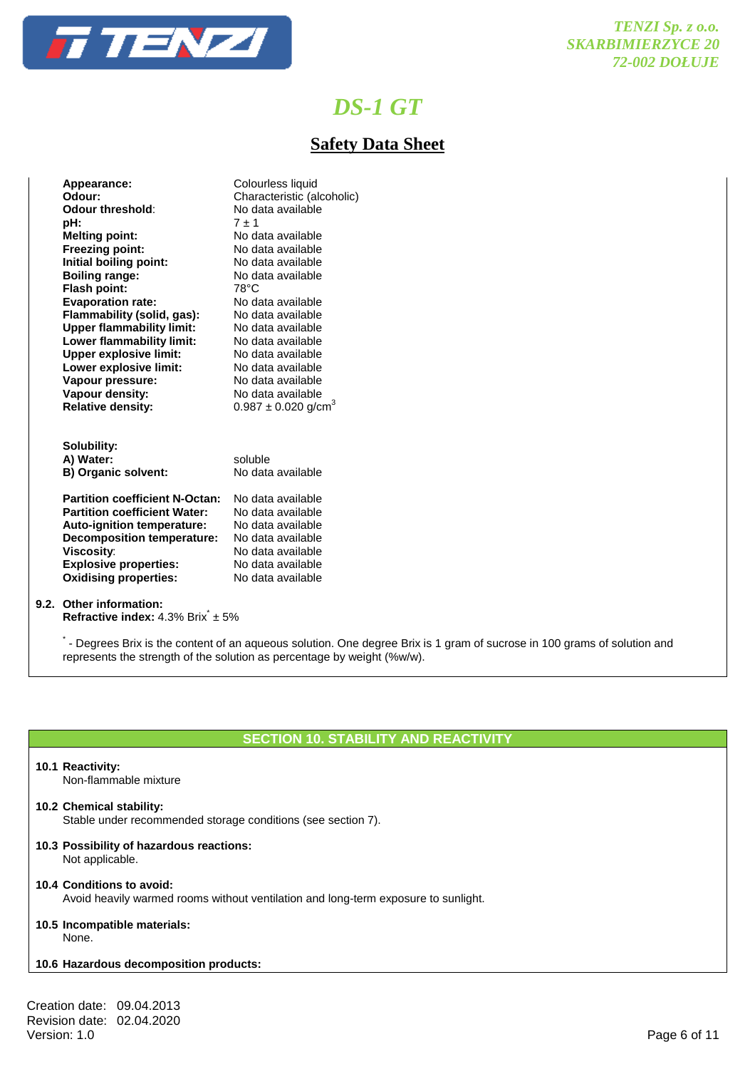| | |
|---|---|
| **Appearance:** | Colourless liquid |
| **Odour:** | Characteristic (alcoholic) |
| **Odour threshold:** | No data available |
| **pH:** | 7 ± 1 |
| **Melting point:** | No data available |
| **Freezing point:** | No data available |
| **Initial boiling point:** | No data available |
| **Boiling range:** | No data available |
| **Flash point:** | 78°C |
| **Evaporation rate:** | No data available |
| **Flammability (solid, gas):** | No data available |
| **Upper flammability limit:** | No data available |
| **Lower flammability limit:** | No data available |
| **Upper explosive limit:** | No data available |
| **Lower explosive limit:** | No data available |
| **Vapour pressure:** | No data available |
| **Vapour density:** | No data available |
| **Relative density:** | 0.987 ± 0.020 g/cm$^3$ |

**Solubility:**

| | |
|---|---|
| **A) Water:** | soluble |
| **B) Organic solvent:** | No data available |

| | |
|---|---|
| **Partition coefficient N-Octan:** | No data available |
| **Partition coefficient Water:** | No data available |
| **Auto-ignition temperature:** | No data available |
| **Decomposition temperature:** | No data available |
| **Viscosity:** | No data available |
| **Explosive properties:** | No data available |
| **Oxidising properties:** | No data available |

**9.2. Other information:**
**Refractive index:** 4.3% Brix* ± 5%

* - Degrees Brix is the content of an aqueous solution. One degree Brix is 1 gram of sucrose in 100 grams of solution and represents the strength of the solution as percentage by weight (%w/w).

## SECTION 10. STABILITY AND REACTIVITY

**10.1 Reactivity:**
Non-flammable mixture

**10.2 Chemical stability:**
Stable under recommended storage conditions (see section 7).

**10.3 Possibility of hazardous reactions:**
Not applicable.

**10.4 Conditions to avoid:**
Avoid heavily warmed rooms without ventilation and long-term exposure to sunlight.

**10.5 Incompatible materials:**
None.

**10.6 Hazardous decomposition products:**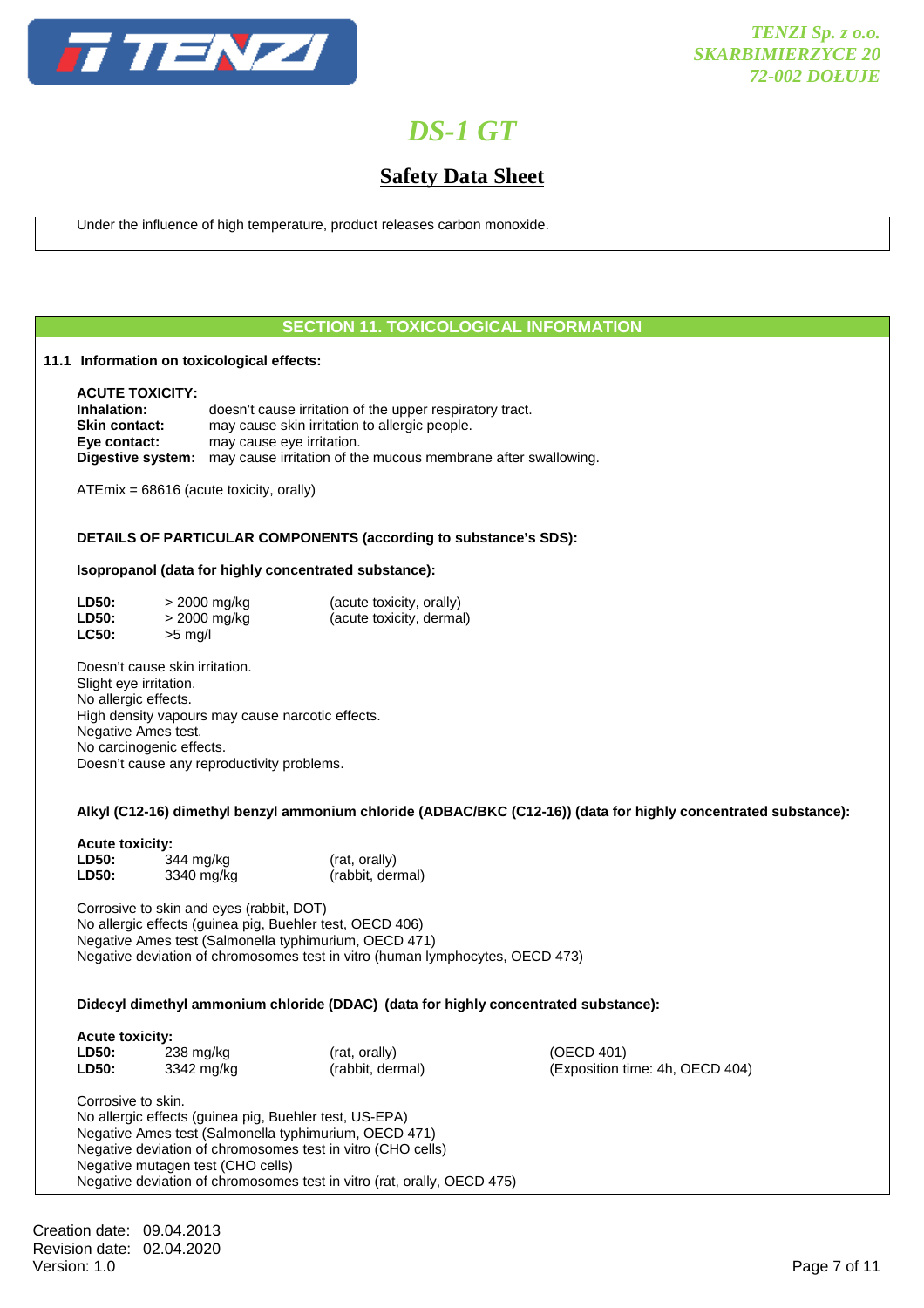Under the influence of high temperature, product releases carbon monoxide.

## SECTION 11. TOXICOLOGICAL INFORMATION

**11.1 Information on toxicological effects:**

**ACUTE TOXICITY:**

**Inhalation:** doesn't cause irritation of the upper respiratory tract.
**Skin contact:** may cause skin irritation to allergic people.
**Eye contact:** may cause eye irritation.
**Digestive system:** may cause irritation of the mucous membrane after swallowing.

ATEmix = 68616 (acute toxicity, orally)

**DETAILS OF PARTICULAR COMPONENTS (according to substance's SDS):**

**Isopropanol (data for highly concentrated substance):**

| | | |
|---|---|---|
| **LD50:** | > 2000 mg/kg | (acute toxicity, orally) |
| **LD50:** | > 2000 mg/kg | (acute toxicity, dermal) |
| **LC50:** | >5 mg/l | |

Doesn't cause skin irritation.
Slight eye irritation.
No allergic effects.
High density vapours may cause narcotic effects.
Negative Ames test.
No carcinogenic effects.
Doesn't cause any reproductivity problems.

**Alkyl (C12-16) dimethyl benzyl ammonium chloride (ADBAC/BKC (C12-16)) (data for highly concentrated substance):**

**Acute toxicity:**

| | | |
|---|---|---|
| **LD50:** | 344 mg/kg | (rat, orally) |
| **LD50:** | 3340 mg/kg | (rabbit, dermal) |

Corrosive to skin and eyes (rabbit, DOT)
No allergic effects (guinea pig, Buehler test, OECD 406)
Negative Ames test (Salmonella typhimurium, OECD 471)
Negative deviation of chromosomes test in vitro (human lymphocytes, OECD 473)

**Didecyl dimethyl ammonium chloride (DDAC) (data for highly concentrated substance):**

**Acute toxicity:**

| | | | |
|---|---|---|---|
| **LD50:** | 238 mg/kg | (rat, orally) | (OECD 401) |
| **LD50:** | 3342 mg/kg | (rabbit, dermal) | (Exposition time: 4h, OECD 404) |

Corrosive to skin.
No allergic effects (guinea pig, Buehler test, US-EPA)
Negative Ames test (Salmonella typhimurium, OECD 471)
Negative deviation of chromosomes test in vitro (CHO cells)
Negative mutagen test (CHO cells)
Negative deviation of chromosomes test in vitro (rat, orally, OECD 475)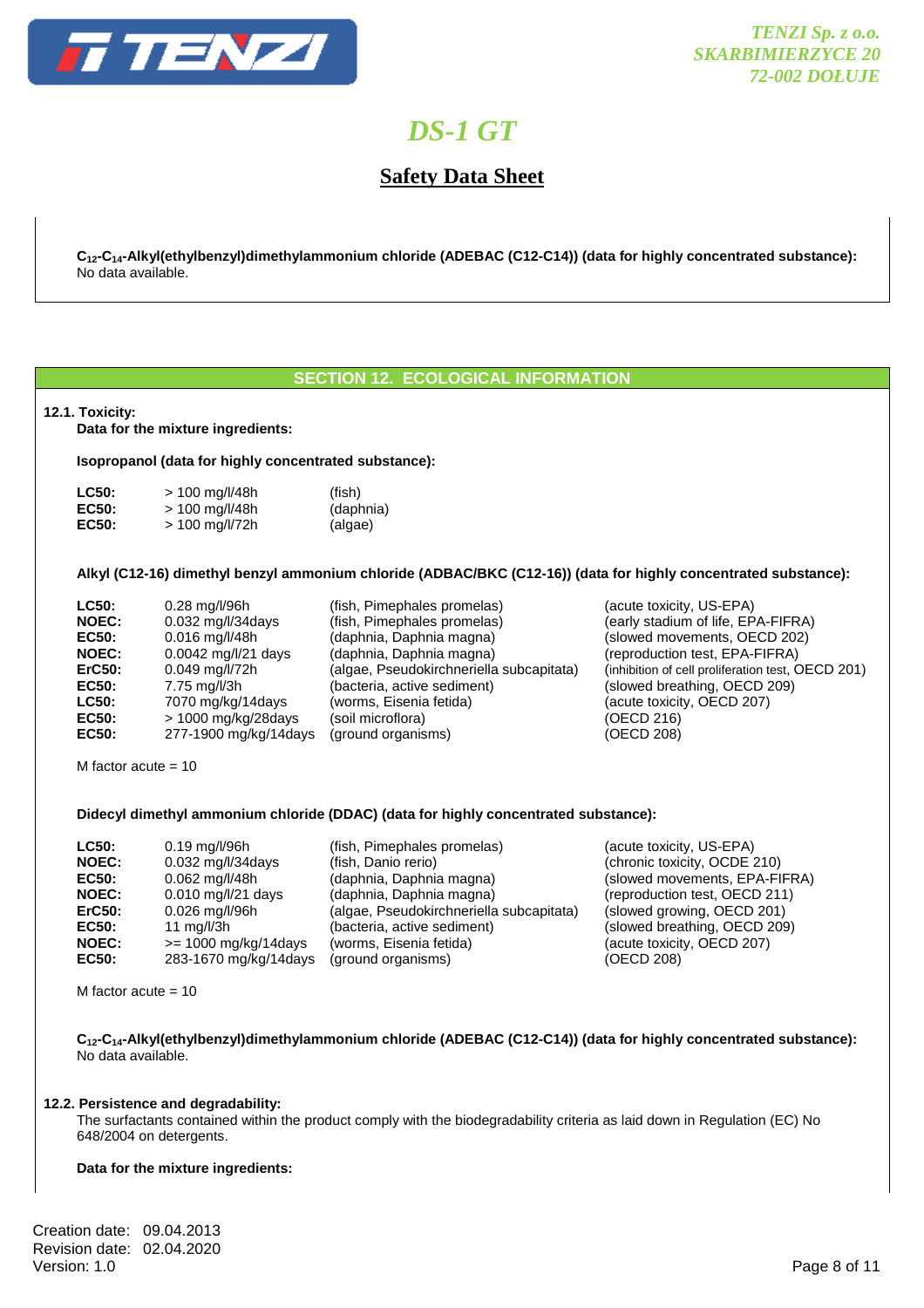**$C_{12}$-$C_{14}$-Alkyl(ethylbenzyl)dimethylammonium chloride (ADEBAC (C12-C14)) (data for highly concentrated substance):**
No data available.

## SECTION 12. ECOLOGICAL INFORMATION

**12.1. Toxicity:**

**Data for the mixture ingredients:**

**Isopropanol (data for highly concentrated substance):**

| | | |
|---|---|---|
| **LC50:** | > 100 mg/l/48h | (fish) |
| **EC50:** | > 100 mg/l/48h | (daphnia) |
| **EC50:** | > 100 mg/l/72h | (algae) |

**Alkyl (C12-16) dimethyl benzyl ammonium chloride (ADBAC/BKC (C12-16)) (data for highly concentrated substance):**

| | | | |
|---|---|---|---|
| **LC50:** | 0.28 mg/l/96h | (fish, Pimephales promelas) | (acute toxicity, US-EPA) |
| **NOEC:** | 0.032 mg/l/34days | (fish, Pimephales promelas) | (early stadium of life, EPA-FIFRA) |
| **EC50:** | 0.016 mg/l/48h | (daphnia, Daphnia magna) | (slowed movements, OECD 202) |
| **NOEC:** | 0.0042 mg/l/21 days | (daphnia, Daphnia magna) | (reproduction test, EPA-FIFRA) |
| **ErC50:** | 0.049 mg/l/72h | (algae, Pseudokirchneriella subcapitata) | (inhibition of cell proliferation test, OECD 201) |
| **EC50:** | 7.75 mg/l/3h | (bacteria, active sediment) | (slowed breathing, OECD 209) |
| **LC50:** | 7070 mg/kg/14days | (worms, Eisenia fetida) | (acute toxicity, OECD 207) |
| **EC50:** | > 1000 mg/kg/28days | (soil microflora) | (OECD 216) |
| **EC50:** | 277-1900 mg/kg/14days | (ground organisms) | (OECD 208) |

M factor acute = 10

**Didecyl dimethyl ammonium chloride (DDAC) (data for highly concentrated substance):**

| | | | |
|---|---|---|---|
| **LC50:** | 0.19 mg/l/96h | (fish, Pimephales promelas) | (acute toxicity, US-EPA) |
| **NOEC:** | 0.032 mg/l/34days | (fish, Danio rerio) | (chronic toxicity, OCDE 210) |
| **EC50:** | 0.062 mg/l/48h | (daphnia, Daphnia magna) | (slowed movements, EPA-FIFRA) |
| **NOEC:** | 0.010 mg/l/21 days | (daphnia, Daphnia magna) | (reproduction test, OECD 211) |
| **ErC50:** | 0.026 mg/l/96h | (algae, Pseudokirchneriella subcapitata) | (slowed growing, OECD 201) |
| **EC50:** | 11 mg/l/3h | (bacteria, active sediment) | (slowed breathing, OECD 209) |
| **NOEC:** | >= 1000 mg/kg/14days | (worms, Eisenia fetida) | (acute toxicity, OECD 207) |
| **EC50:** | 283-1670 mg/kg/14days | (ground organisms) | (OECD 208) |

M factor acute = 10

**$C_{12}$-$C_{14}$-Alkyl(ethylbenzyl)dimethylammonium chloride (ADEBAC (C12-C14)) (data for highly concentrated substance):**
No data available.

**12.2. Persistence and degradability:**

The surfactants contained within the product comply with the biodegradability criteria as laid down in Regulation (EC) No 648/2004 on detergents.

**Data for the mixture ingredients:**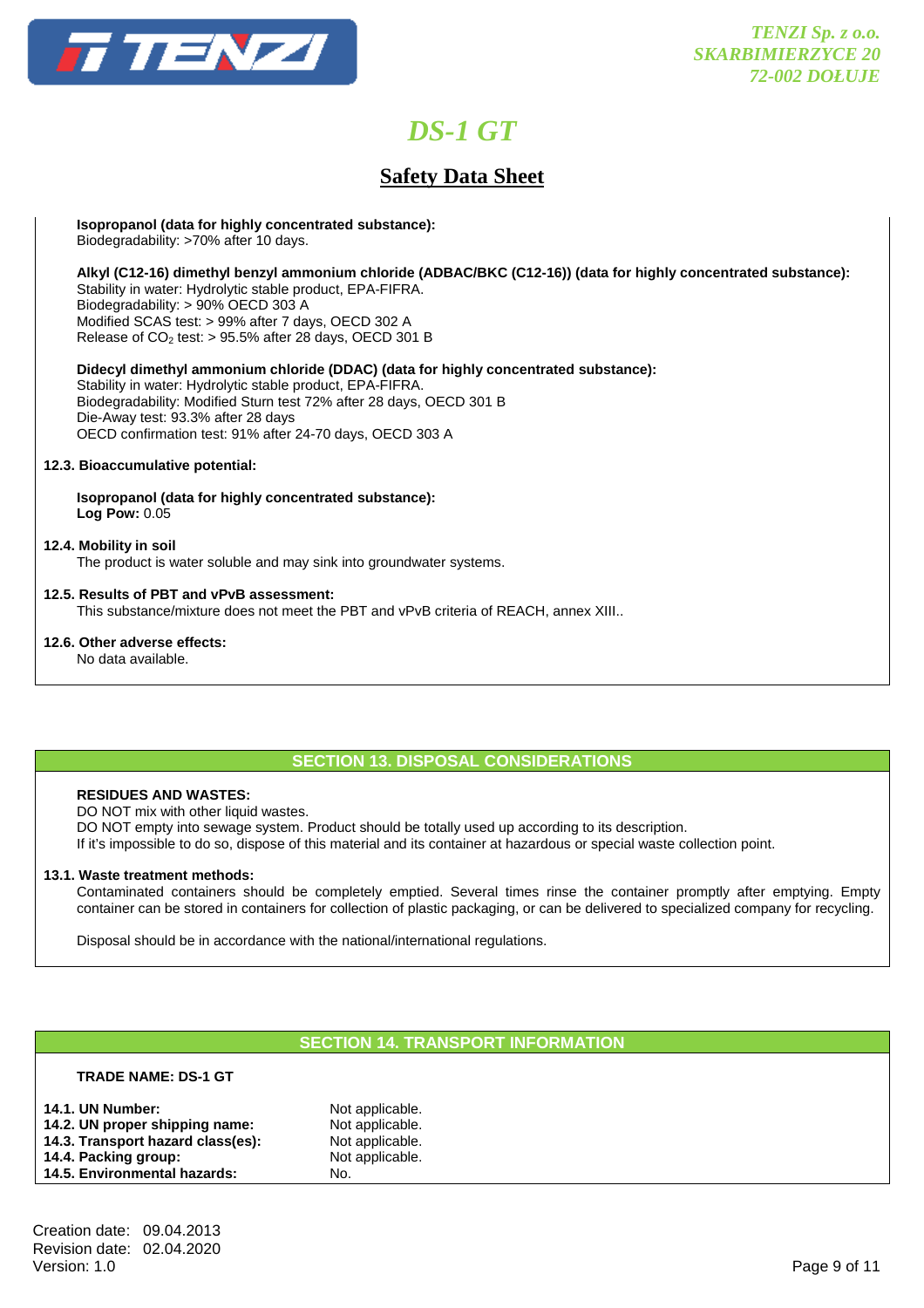**Isopropanol (data for highly concentrated substance):**
Biodegradability: >70% after 10 days.

**Alkyl (C12-16) dimethyl benzyl ammonium chloride (ADBAC/BKC (C12-16)) (data for highly concentrated substance):**
Stability in water: Hydrolytic stable product, EPA-FIFRA.
Biodegradability: > 90% OECD 303 A
Modified SCAS test: > 99% after 7 days, OECD 302 A
Release of $CO_2$ test: > 95.5% after 28 days, OECD 301 B

**Didecyl dimethyl ammonium chloride (DDAC) (data for highly concentrated substance):**
Stability in water: Hydrolytic stable product, EPA-FIFRA.
Biodegradability: Modified Sturn test 72% after 28 days, OECD 301 B
Die-Away test: 93.3% after 28 days
OECD confirmation test: 91% after 24-70 days, OECD 303 A

**12.3. Bioaccumulative potential:**

**Isopropanol (data for highly concentrated substance):**
**Log Pow:** 0.05

**12.4. Mobility in soil**
The product is water soluble and may sink into groundwater systems.

**12.5. Results of PBT and vPvB assessment:**
This substance/mixture does not meet the PBT and vPvB criteria of REACH, annex XIII..

**12.6. Other adverse effects:**
No data available.

## SECTION 13. DISPOSAL CONSIDERATIONS

**RESIDUES AND WASTES:**
DO NOT mix with other liquid wastes.
DO NOT empty into sewage system. Product should be totally used up according to its description.
If it's impossible to do so, dispose of this material and its container at hazardous or special waste collection point.

**13.1. Waste treatment methods:**
Contaminated containers should be completely emptied. Several times rinse the container promptly after emptying. Empty container can be stored in containers for collection of plastic packaging, or can be delivered to specialized company for recycling.

Disposal should be in accordance with the national/international regulations.

## SECTION 14. TRANSPORT INFORMATION

**TRADE NAME: DS-1 GT**

| | |
|---|---|
| **14.1. UN Number:** | Not applicable. |
| **14.2. UN proper shipping name:** | Not applicable. |
| **14.3. Transport hazard class(es):** | Not applicable. |
| **14.4. Packing group:** | Not applicable. |
| **14.5. Environmental hazards:** | No. |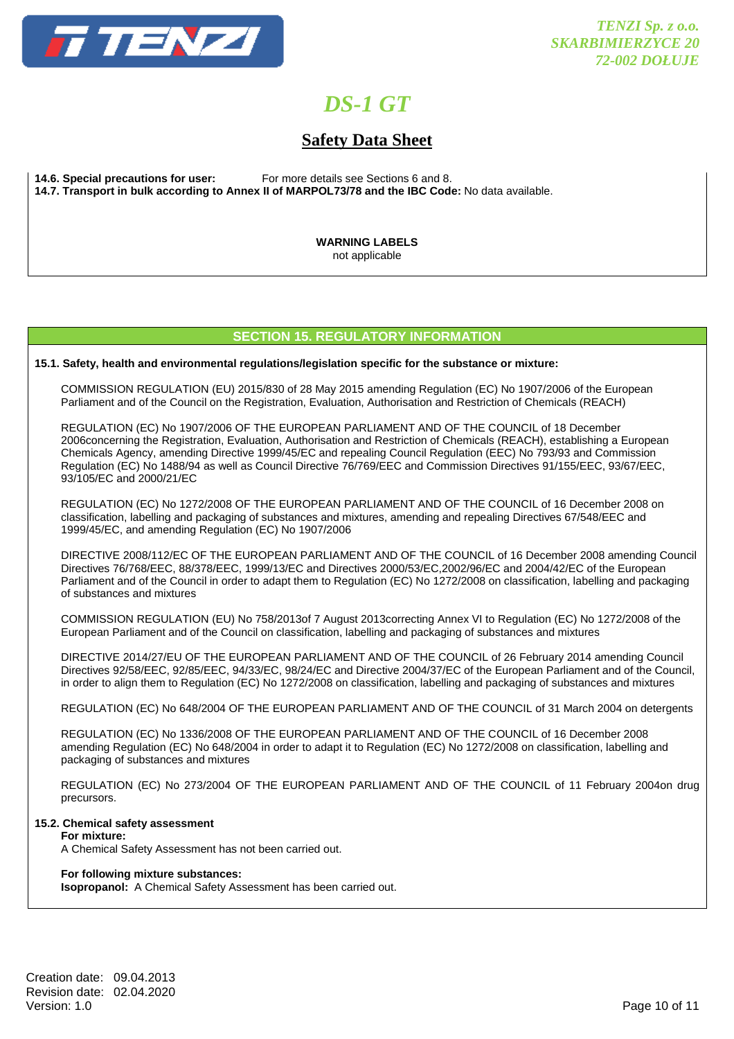**14.6. Special precautions for user:** For more details see Sections 6 and 8.
**14.7. Transport in bulk according to Annex II of MARPOL73/78 and the IBC Code:** No data available.

**WARNING LABELS**
not applicable

## SECTION 15. REGULATORY INFORMATION

**15.1. Safety, health and environmental regulations/legislation specific for the substance or mixture:**

COMMISSION REGULATION (EU) 2015/830 of 28 May 2015 amending Regulation (EC) No 1907/2006 of the European Parliament and of the Council on the Registration, Evaluation, Authorisation and Restriction of Chemicals (REACH)

REGULATION (EC) No 1907/2006 OF THE EUROPEAN PARLIAMENT AND OF THE COUNCIL of 18 December 2006concerning the Registration, Evaluation, Authorisation and Restriction of Chemicals (REACH), establishing a European Chemicals Agency, amending Directive 1999/45/EC and repealing Council Regulation (EEC) No 793/93 and Commission Regulation (EC) No 1488/94 as well as Council Directive 76/769/EEC and Commission Directives 91/155/EEC, 93/67/EEC, 93/105/EC and 2000/21/EC

REGULATION (EC) No 1272/2008 OF THE EUROPEAN PARLIAMENT AND OF THE COUNCIL of 16 December 2008 on classification, labelling and packaging of substances and mixtures, amending and repealing Directives 67/548/EEC and 1999/45/EC, and amending Regulation (EC) No 1907/2006

DIRECTIVE 2008/112/EC OF THE EUROPEAN PARLIAMENT AND OF THE COUNCIL of 16 December 2008 amending Council Directives 76/768/EEC, 88/378/EEC, 1999/13/EC and Directives 2000/53/EC,2002/96/EC and 2004/42/EC of the European Parliament and of the Council in order to adapt them to Regulation (EC) No 1272/2008 on classification, labelling and packaging of substances and mixtures

COMMISSION REGULATION (EU) No 758/2013of 7 August 2013correcting Annex VI to Regulation (EC) No 1272/2008 of the European Parliament and of the Council on classification, labelling and packaging of substances and mixtures

DIRECTIVE 2014/27/EU OF THE EUROPEAN PARLIAMENT AND OF THE COUNCIL of 26 February 2014 amending Council Directives 92/58/EEC, 92/85/EEC, 94/33/EC, 98/24/EC and Directive 2004/37/EC of the European Parliament and of the Council, in order to align them to Regulation (EC) No 1272/2008 on classification, labelling and packaging of substances and mixtures

REGULATION (EC) No 648/2004 OF THE EUROPEAN PARLIAMENT AND OF THE COUNCIL of 31 March 2004 on detergents

REGULATION (EC) No 1336/2008 OF THE EUROPEAN PARLIAMENT AND OF THE COUNCIL of 16 December 2008 amending Regulation (EC) No 648/2004 in order to adapt it to Regulation (EC) No 1272/2008 on classification, labelling and packaging of substances and mixtures

REGULATION (EC) No 273/2004 OF THE EUROPEAN PARLIAMENT AND OF THE COUNCIL of 11 February 2004on drug precursors.

**15.2. Chemical safety assessment**
**For mixture:**
A Chemical Safety Assessment has not been carried out.

**For following mixture substances:**
**Isopropanol:** A Chemical Safety Assessment has been carried out.

Creation date: 09.04.2013
Revision date: 02.04.2020
Version: 1.0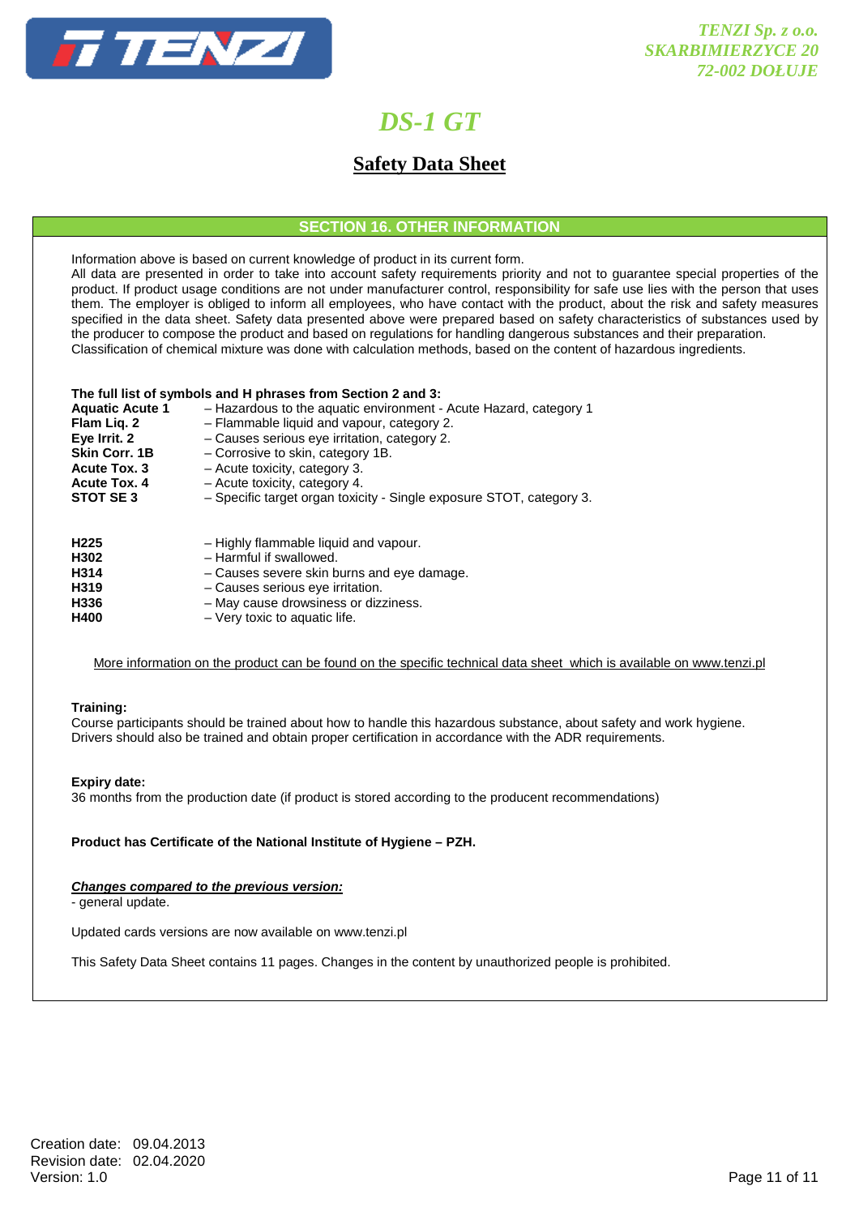## SECTION 16. OTHER INFORMATION

Information above is based on current knowledge of product in its current form.
All data are presented in order to take into account safety requirements priority and not to guarantee special properties of the product. If product usage conditions are not under manufacturer control, responsibility for safe use lies with the person that uses them. The employer is obliged to inform all employees, who have contact with the product, about the risk and safety measures specified in the data sheet. Safety data presented above were prepared based on safety characteristics of substances used by the producer to compose the product and based on regulations for handling dangerous substances and their preparation.
Classification of chemical mixture was done with calculation methods, based on the content of hazardous ingredients.

**The full list of symbols and H phrases from Section 2 and 3:**

| | |
|---|---|
| **Aquatic Acute 1** | – Hazardous to the aquatic environment - Acute Hazard, category 1 |
| **Flam Liq. 2** | – Flammable liquid and vapour, category 2. |
| **Eye Irrit. 2** | – Causes serious eye irritation, category 2. |
| **Skin Corr. 1B** | – Corrosive to skin, category 1B. |
| **Acute Tox. 3** | – Acute toxicity, category 3. |
| **Acute Tox. 4** | – Acute toxicity, category 4. |
| **STOT SE 3** | – Specific target organ toxicity - Single exposure STOT, category 3. |

| | |
|---|---|
| **H225** | – Highly flammable liquid and vapour. |
| **H302** | – Harmful if swallowed. |
| **H314** | – Causes severe skin burns and eye damage. |
| **H319** | – Causes serious eye irritation. |
| **H336** | – May cause drowsiness or dizziness. |
| **H400** | – Very toxic to aquatic life. |

More information on the product can be found on the specific technical data sheet which is available on www.tenzi.pl

**Training:**
Course participants should be trained about how to handle this hazardous substance, about safety and work hygiene.
Drivers should also be trained and obtain proper certification in accordance with the ADR requirements.

**Expiry date:**
36 months from the production date (if product is stored according to the producent recommendations)

**Product has Certificate of the National Institute of Hygiene – PZH.**

***Changes compared to the previous version:***
- general update.

Updated cards versions are now available on www.tenzi.pl

This Safety Data Sheet contains 11 pages. Changes in the content by unauthorized people is prohibited.

Creation date: 09.04.2013
Revision date: 02.04.2020
Version: 1.0